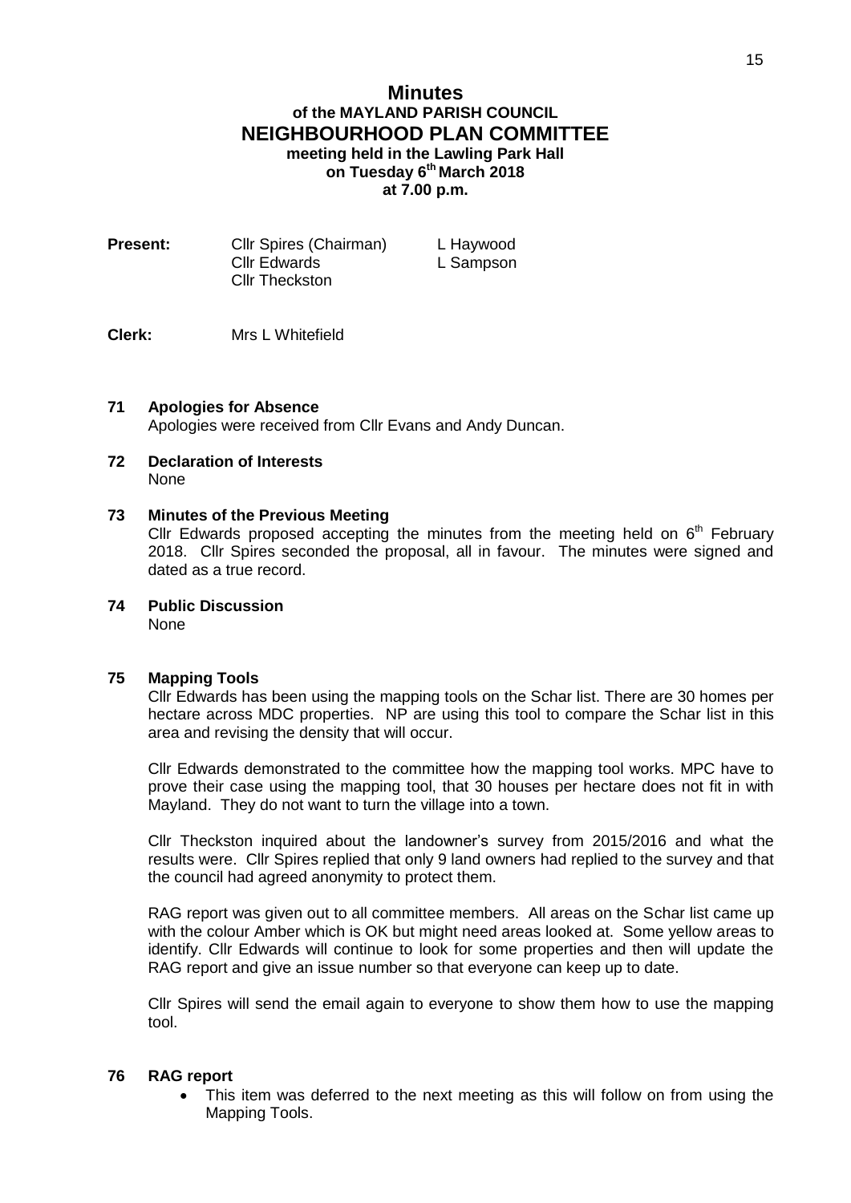# Minutes
## of the MAYLAND PARISH COUNCIL
## NEIGHBOURHOOD PLAN COMMITTEE
### meeting held in the Lawling Park Hall
### on Tuesday 6th March 2018
### at 7.00 p.m.

**Present:** Cllr Spires (Chairman), Cllr Edwards, Cllr Theckston, L Haywood, L Sampson

**Clerk:** Mrs L Whitefield

**71 Apologies for Absence**

Apologies were received from Cllr Evans and Andy Duncan.

**72 Declaration of Interests**

None

**73 Minutes of the Previous Meeting**

Cllr Edwards proposed accepting the minutes from the meeting held on 6th February 2018. Cllr Spires seconded the proposal, all in favour. The minutes were signed and dated as a true record.

**74 Public Discussion**

None

**75 Mapping Tools**

Cllr Edwards has been using the mapping tools on the Schar list. There are 30 homes per hectare across MDC properties. NP are using this tool to compare the Schar list in this area and revising the density that will occur.

Cllr Edwards demonstrated to the committee how the mapping tool works. MPC have to prove their case using the mapping tool, that 30 houses per hectare does not fit in with Mayland. They do not want to turn the village into a town.

Cllr Theckston inquired about the landowner's survey from 2015/2016 and what the results were. Cllr Spires replied that only 9 land owners had replied to the survey and that the council had agreed anonymity to protect them.

RAG report was given out to all committee members. All areas on the Schar list came up with the colour Amber which is OK but might need areas looked at. Some yellow areas to identify. Cllr Edwards will continue to look for some properties and then will update the RAG report and give an issue number so that everyone can keep up to date.

Cllr Spires will send the email again to everyone to show them how to use the mapping tool.

**76 RAG report**

- This item was deferred to the next meeting as this will follow on from using the Mapping Tools.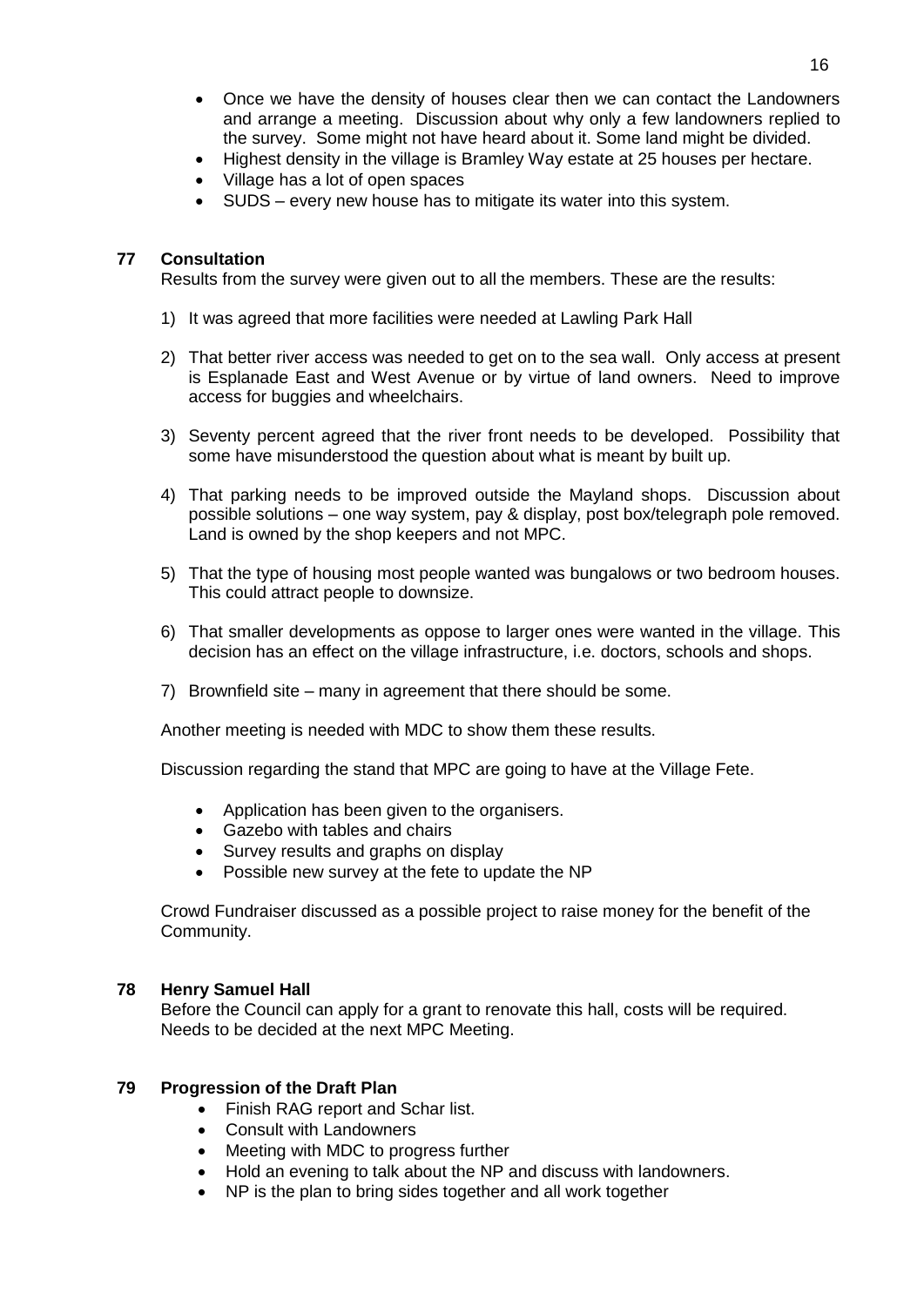- Once we have the density of houses clear then we can contact the Landowners and arrange a meeting. Discussion about why only a few landowners replied to the survey. Some might not have heard about it. Some land might be divided.
- Highest density in the village is Bramley Way estate at 25 houses per hectare.
- Village has a lot of open spaces
- SUDS – every new house has to mitigate its water into this system.

**77 Consultation**

Results from the survey were given out to all the members. These are the results:

1) It was agreed that more facilities were needed at Lawling Park Hall
2) That better river access was needed to get on to the sea wall. Only access at present is Esplanade East and West Avenue or by virtue of land owners. Need to improve access for buggies and wheelchairs.
3) Seventy percent agreed that the river front needs to be developed. Possibility that some have misunderstood the question about what is meant by built up.
4) That parking needs to be improved outside the Mayland shops. Discussion about possible solutions – one way system, pay & display, post box/telegraph pole removed. Land is owned by the shop keepers and not MPC.
5) That the type of housing most people wanted was bungalows or two bedroom houses. This could attract people to downsize.
6) That smaller developments as oppose to larger ones were wanted in the village. This decision has an effect on the village infrastructure, i.e. doctors, schools and shops.
7) Brownfield site – many in agreement that there should be some.

Another meeting is needed with MDC to show them these results.

Discussion regarding the stand that MPC are going to have at the Village Fete.

- Application has been given to the organisers.
- Gazebo with tables and chairs
- Survey results and graphs on display
- Possible new survey at the fete to update the NP

Crowd Fundraiser discussed as a possible project to raise money for the benefit of the Community.

**78 Henry Samuel Hall**

Before the Council can apply for a grant to renovate this hall, costs will be required. Needs to be decided at the next MPC Meeting.

**79 Progression of the Draft Plan**

- Finish RAG report and Schar list.
- Consult with Landowners
- Meeting with MDC to progress further
- Hold an evening to talk about the NP and discuss with landowners.
- NP is the plan to bring sides together and all work together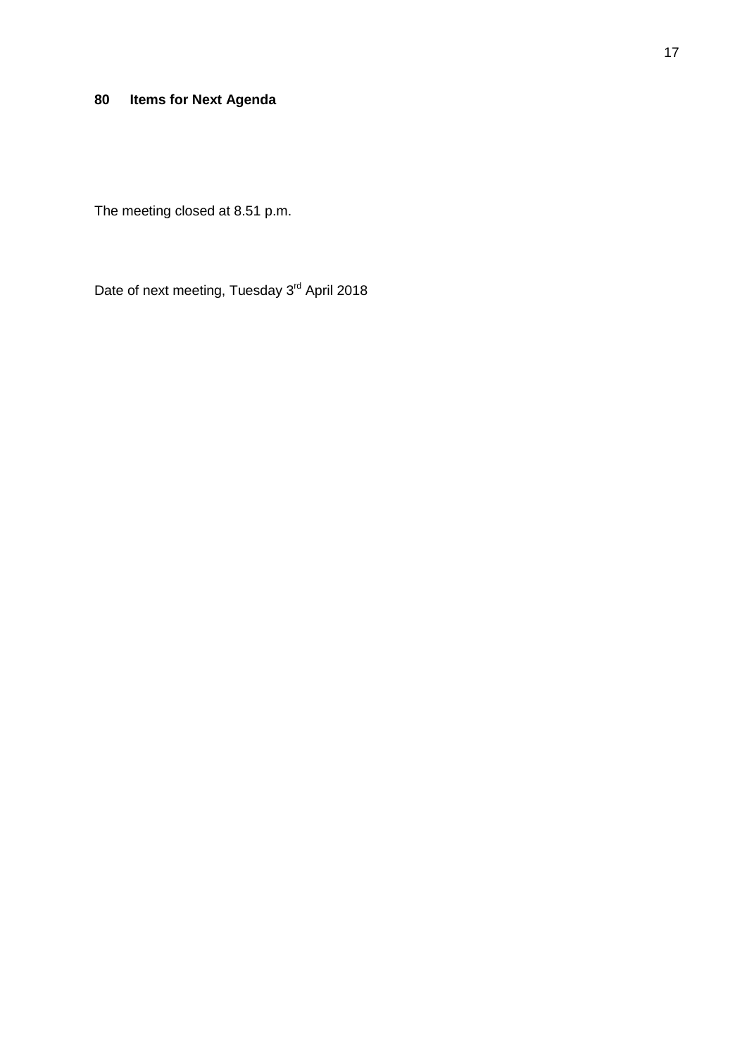**80 Items for Next Agenda**

The meeting closed at 8.51 p.m.

Date of next meeting, Tuesday 3rd April 2018